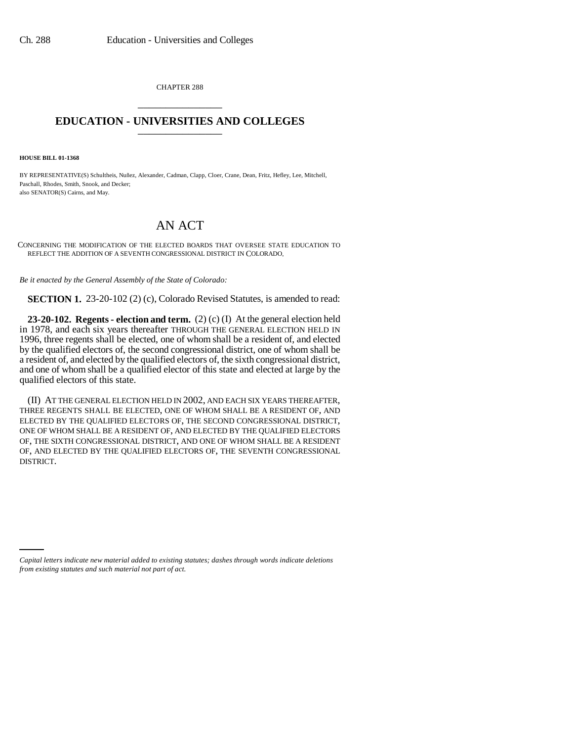CHAPTER 288

# EDUCATION - UNIVERSITIES AND COLLEGES

**HOUSE BILL 01-1368**

BY REPRESENTATIVE(S) Schultheis, Nuñez, Alexander, Cadman, Clapp, Cloer, Crane, Dean, Fritz, Hefley, Lee, Mitchell, Paschall, Rhodes, Smith, Snook, and Decker;
also SENATOR(S) Cairns, and May.

## AN ACT

CONCERNING THE MODIFICATION OF THE ELECTED BOARDS THAT OVERSEE STATE EDUCATION TO REFLECT THE ADDITION OF A SEVENTH CONGRESSIONAL DISTRICT IN COLORADO.

*Be it enacted by the General Assembly of the State of Colorado:*

**SECTION 1.** 23-20-102 (2) (c), Colorado Revised Statutes, is amended to read:

**23-20-102. Regents - election and term.** (2) (c) (I) At the general election held in 1978, and each six years thereafter THROUGH THE GENERAL ELECTION HELD IN 1996, three regents shall be elected, one of whom shall be a resident of, and elected by the qualified electors of, the second congressional district, one of whom shall be a resident of, and elected by the qualified electors of, the sixth congressional district, and one of whom shall be a qualified elector of this state and elected at large by the qualified electors of this state.

(II) AT THE GENERAL ELECTION HELD IN 2002, AND EACH SIX YEARS THEREAFTER, THREE REGENTS SHALL BE ELECTED, ONE OF WHOM SHALL BE A RESIDENT OF, AND ELECTED BY THE QUALIFIED ELECTORS OF, THE SECOND CONGRESSIONAL DISTRICT, ONE OF WHOM SHALL BE A RESIDENT OF, AND ELECTED BY THE QUALIFIED ELECTORS OF, THE SIXTH CONGRESSIONAL DISTRICT, AND ONE OF WHOM SHALL BE A RESIDENT OF, AND ELECTED BY THE QUALIFIED ELECTORS OF, THE SEVENTH CONGRESSIONAL DISTRICT.

*Capital letters indicate new material added to existing statutes; dashes through words indicate deletions from existing statutes and such material not part of act.*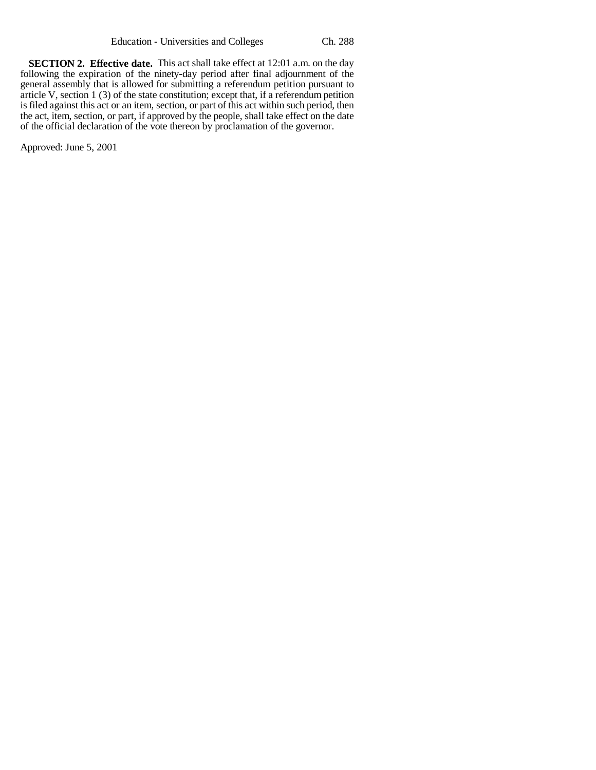**SECTION 2. Effective date.** This act shall take effect at 12:01 a.m. on the day following the expiration of the ninety-day period after final adjournment of the general assembly that is allowed for submitting a referendum petition pursuant to article V, section 1 (3) of the state constitution; except that, if a referendum petition is filed against this act or an item, section, or part of this act within such period, then the act, item, section, or part, if approved by the people, shall take effect on the date of the official declaration of the vote thereon by proclamation of the governor.

Approved: June 5, 2001